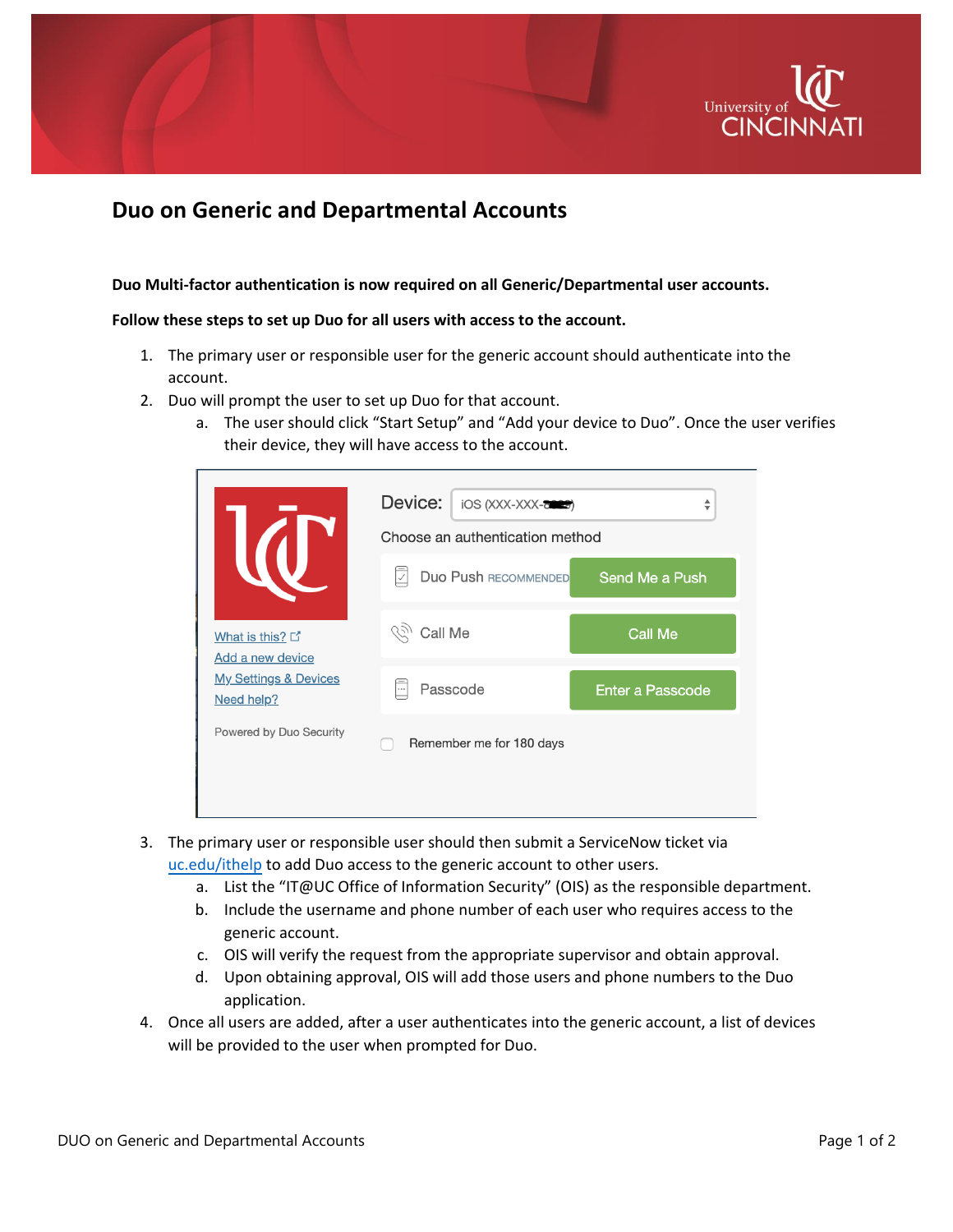## Duo on Generic and Departmental Accounts

**Duo Multi-factor authentication is now required on all Generic/Departmental user accounts.**

**Follow these steps to set up Duo for all users with access to the account.**

1. The primary user or responsible user for the generic account should authenticate into the account.
2. Duo will prompt the user to set up Duo for that account.
   a. The user should click “Start Setup” and “Add your device to Duo”. Once the user verifies their device, they will have access to the account.

3. The primary user or responsible user should then submit a ServiceNow ticket via [uc.edu/ithelp](uc.edu/ithelp) to add Duo access to the generic account to other users.
   a. List the “IT@UC Office of Information Security” (OIS) as the responsible department.
   b. Include the username and phone number of each user who requires access to the generic account.
   c. OIS will verify the request from the appropriate supervisor and obtain approval.
   d. Upon obtaining approval, OIS will add those users and phone numbers to the Duo application.
4. Once all users are added, after a user authenticates into the generic account, a list of devices will be provided to the user when prompted for Duo.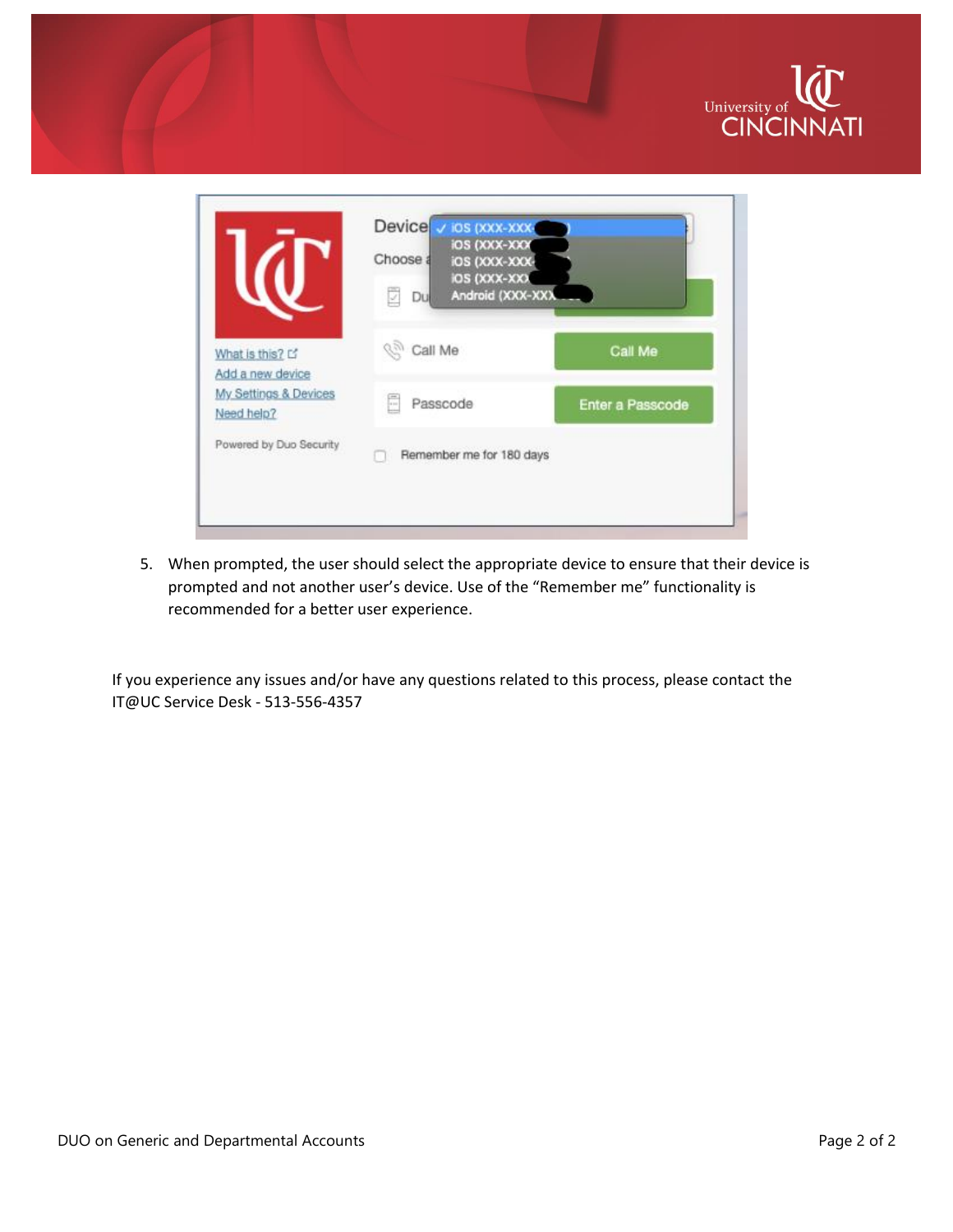5. When prompted, the user should select the appropriate device to ensure that their device is prompted and not another user's device. Use of the "Remember me" functionality is recommended for a better user experience.

If you experience any issues and/or have any questions related to this process, please contact the IT@UC Service Desk - 513-556-4357